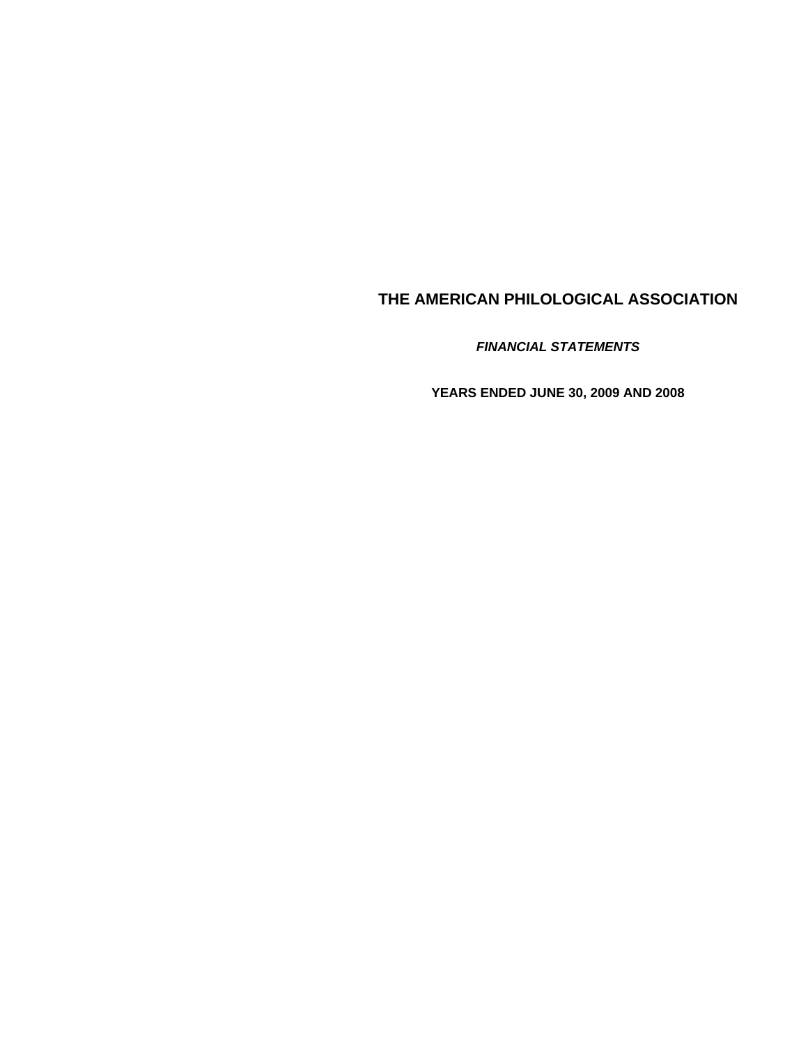# THE AMERICAN PHILOLOGICAL ASSOCIATION

***FINANCIAL STATEMENTS***

**YEARS ENDED JUNE 30, 2009 AND 2008**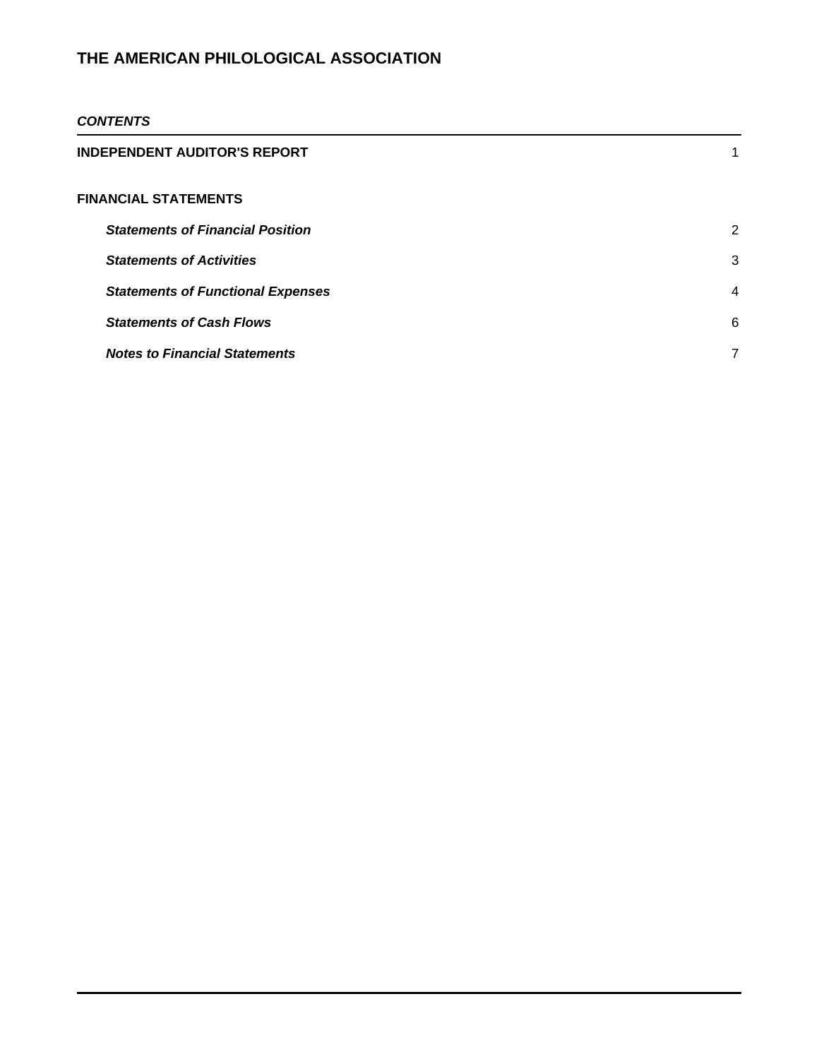# THE AMERICAN PHILOLOGICAL ASSOCIATION

***CONTENTS***

| | |
|---|---|
| **INDEPENDENT AUDITOR'S REPORT** | 1 |
| **FINANCIAL STATEMENTS** | |
| ***Statements of Financial Position*** | 2 |
| ***Statements of Activities*** | 3 |
| ***Statements of Functional Expenses*** | 4 |
| ***Statements of Cash Flows*** | 6 |
| ***Notes to Financial Statements*** | 7 |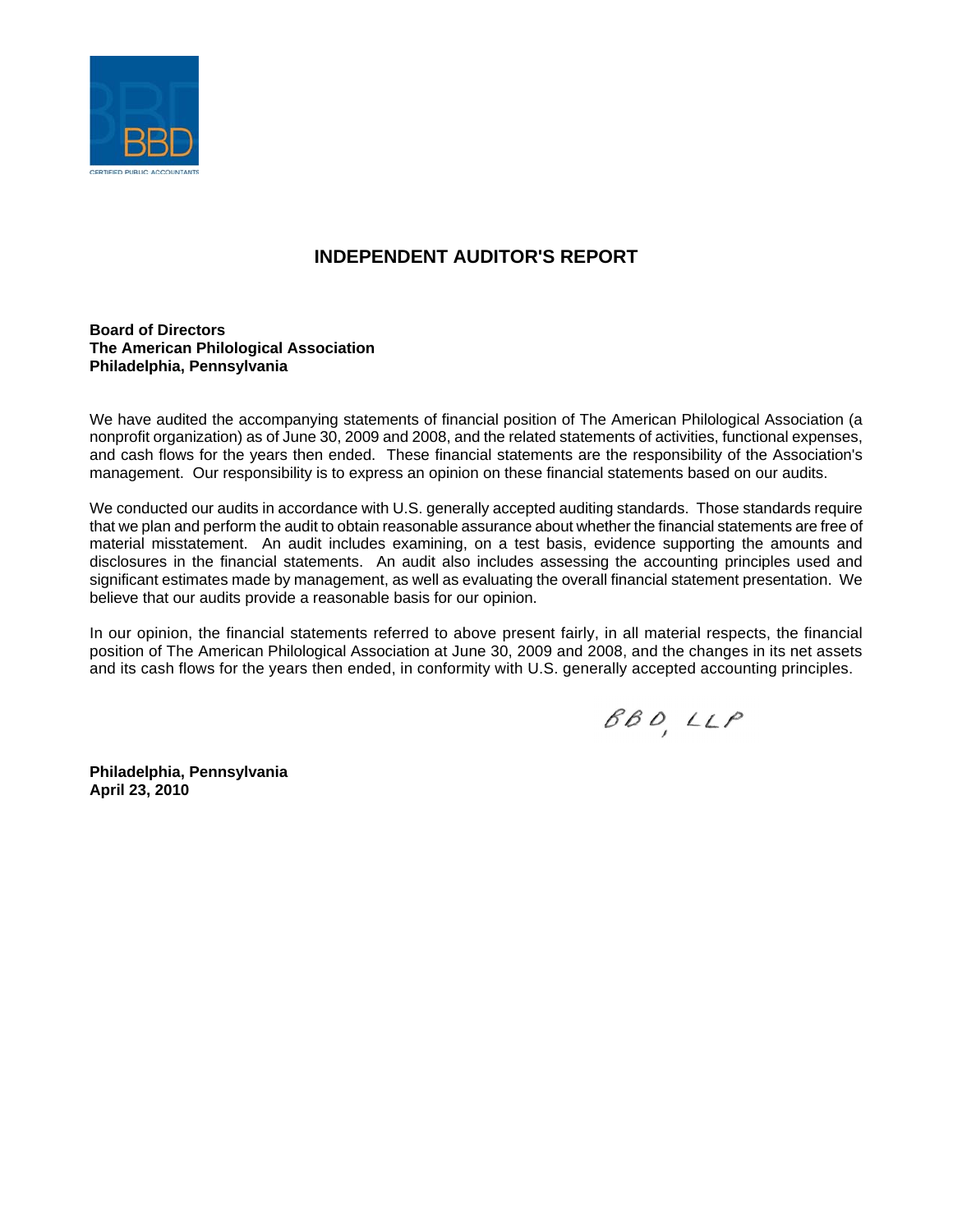BBD

CERTIFIED PUBLIC ACCOUNTANTS

# INDEPENDENT AUDITOR'S REPORT

**Board of Directors**
**The American Philological Association**
**Philadelphia, Pennsylvania**

We have audited the accompanying statements of financial position of The American Philological Association (a nonprofit organization) as of June 30, 2009 and 2008, and the related statements of activities, functional expenses, and cash flows for the years then ended. These financial statements are the responsibility of the Association's management. Our responsibility is to express an opinion on these financial statements based on our audits.

We conducted our audits in accordance with U.S. generally accepted auditing standards. Those standards require that we plan and perform the audit to obtain reasonable assurance about whether the financial statements are free of material misstatement. An audit includes examining, on a test basis, evidence supporting the amounts and disclosures in the financial statements. An audit also includes assessing the accounting principles used and significant estimates made by management, as well as evaluating the overall financial statement presentation. We believe that our audits provide a reasonable basis for our opinion.

In our opinion, the financial statements referred to above present fairly, in all material respects, the financial position of The American Philological Association at June 30, 2009 and 2008, and the changes in its net assets and its cash flows for the years then ended, in conformity with U.S. generally accepted accounting principles.

BBD, LLP

**Philadelphia, Pennsylvania**
**April 23, 2010**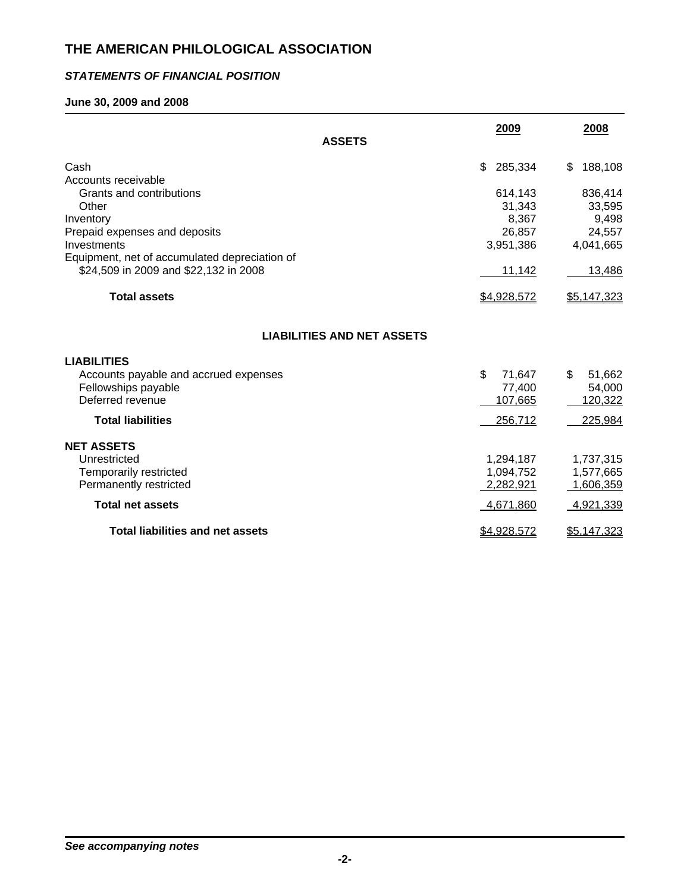# THE AMERICAN PHILOLOGICAL ASSOCIATION

***STATEMENTS OF FINANCIAL POSITION***

**June 30, 2009 and 2008**

| | 2009 | 2008 |
|---|---|---|
| **ASSETS** | | |
| Cash | $ 285,334 | $ 188,108 |
| Accounts receivable | | |
| Grants and contributions | 614,143 | 836,414 |
| Other | 31,343 | 33,595 |
| Inventory | 8,367 | 9,498 |
| Prepaid expenses and deposits | 26,857 | 24,557 |
| Investments | 3,951,386 | 4,041,665 |
| Equipment, net of accumulated depreciation of $24,509 in 2009 and $22,132 in 2008 | 11,142 | 13,486 |
| **Total assets** | $4,928,572 | $5,147,323 |
| **LIABILITIES AND NET ASSETS** | | |
| **LIABILITIES** | | |
| Accounts payable and accrued expenses | $ 71,647 | $ 51,662 |
| Fellowships payable | 77,400 | 54,000 |
| Deferred revenue | 107,665 | 120,322 |
| **Total liabilities** | 256,712 | 225,984 |
| **NET ASSETS** | | |
| Unrestricted | 1,294,187 | 1,737,315 |
| Temporarily restricted | 1,094,752 | 1,577,665 |
| Permanently restricted | 2,282,921 | 1,606,359 |
| **Total net assets** | 4,671,860 | 4,921,339 |
| **Total liabilities and net assets** | $4,928,572 | $5,147,323 |

***See accompanying notes***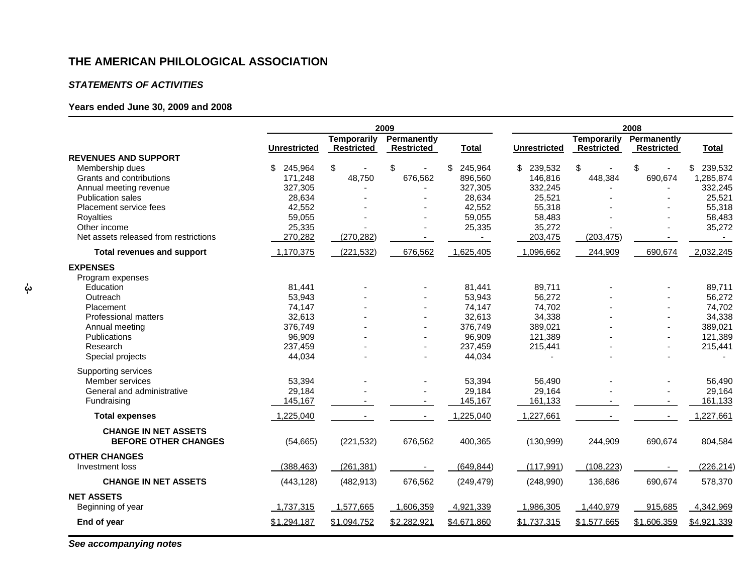# THE AMERICAN PHILOLOGICAL ASSOCIATION

### *STATEMENTS OF ACTIVITIES*

**Years ended June 30, 2009 and 2008**

| | 2009 | | | | 2008 | | | |
|---|---|---|---|---|---|---|---|---|
| | Unrestricted | Temporarily Restricted | Permanently Restricted | Total | Unrestricted | Temporarily Restricted | Permanently Restricted | Total |
| **REVENUES AND SUPPORT** | | | | | | | | |
| Membership dues | $ 245,964 | $ - | $ - | $ 245,964 | $ 239,532 | $ - | $ - | $ 239,532 |
| Grants and contributions | 171,248 | 48,750 | 676,562 | 896,560 | 146,816 | 448,384 | 690,674 | 1,285,874 |
| Annual meeting revenue | 327,305 | - | - | 327,305 | 332,245 | - | - | 332,245 |
| Publication sales | 28,634 | - | - | 28,634 | 25,521 | - | - | 25,521 |
| Placement service fees | 42,552 | - | - | 42,552 | 55,318 | - | - | 55,318 |
| Royalties | 59,055 | - | - | 59,055 | 58,483 | - | - | 58,483 |
| Other income | 25,335 | - | - | 25,335 | 35,272 | - | - | 35,272 |
| Net assets released from restrictions | 270,282 | (270,282) | - | - | 203,475 | (203,475) | - | - |
| **Total revenues and support** | 1,170,375 | (221,532) | 676,562 | 1,625,405 | 1,096,662 | 244,909 | 690,674 | 2,032,245 |
| **EXPENSES** | | | | | | | | |
| Program expenses | | | | | | | | |
| Education | 81,441 | - | - | 81,441 | 89,711 | - | - | 89,711 |
| Outreach | 53,943 | - | - | 53,943 | 56,272 | - | - | 56,272 |
| Placement | 74,147 | - | - | 74,147 | 74,702 | - | - | 74,702 |
| Professional matters | 32,613 | - | - | 32,613 | 34,338 | - | - | 34,338 |
| Annual meeting | 376,749 | - | - | 376,749 | 389,021 | - | - | 389,021 |
| Publications | 96,909 | - | - | 96,909 | 121,389 | - | - | 121,389 |
| Research | 237,459 | - | - | 237,459 | 215,441 | - | - | 215,441 |
| Special projects | 44,034 | - | - | 44,034 | - | - | - | - |
| Supporting services | | | | | | | | |
| Member services | 53,394 | - | - | 53,394 | 56,490 | - | - | 56,490 |
| General and administrative | 29,184 | - | - | 29,184 | 29,164 | - | - | 29,164 |
| Fundraising | 145,167 | - | - | 145,167 | 161,133 | - | - | 161,133 |
| **Total expenses** | 1,225,040 | - | - | 1,225,040 | 1,227,661 | - | - | 1,227,661 |
| **CHANGE IN NET ASSETS BEFORE OTHER CHANGES** | (54,665) | (221,532) | 676,562 | 400,365 | (130,999) | 244,909 | 690,674 | 804,584 |
| **OTHER CHANGES** | | | | | | | | |
| Investment loss | (388,463) | (261,381) | - | (649,844) | (117,991) | (108,223) | - | (226,214) |
| **CHANGE IN NET ASSETS** | (443,128) | (482,913) | 676,562 | (249,479) | (248,990) | 136,686 | 690,674 | 578,370 |
| **NET ASSETS** | | | | | | | | |
| Beginning of year | 1,737,315 | 1,577,665 | 1,606,359 | 4,921,339 | 1,986,305 | 1,440,979 | 915,685 | 4,342,969 |
| **End of year** | $1,294,187 | $1,094,752 | $2,282,921 | $4,671,860 | $1,737,315 | $1,577,665 | $1,606,359 | $4,921,339 |

***See accompanying notes***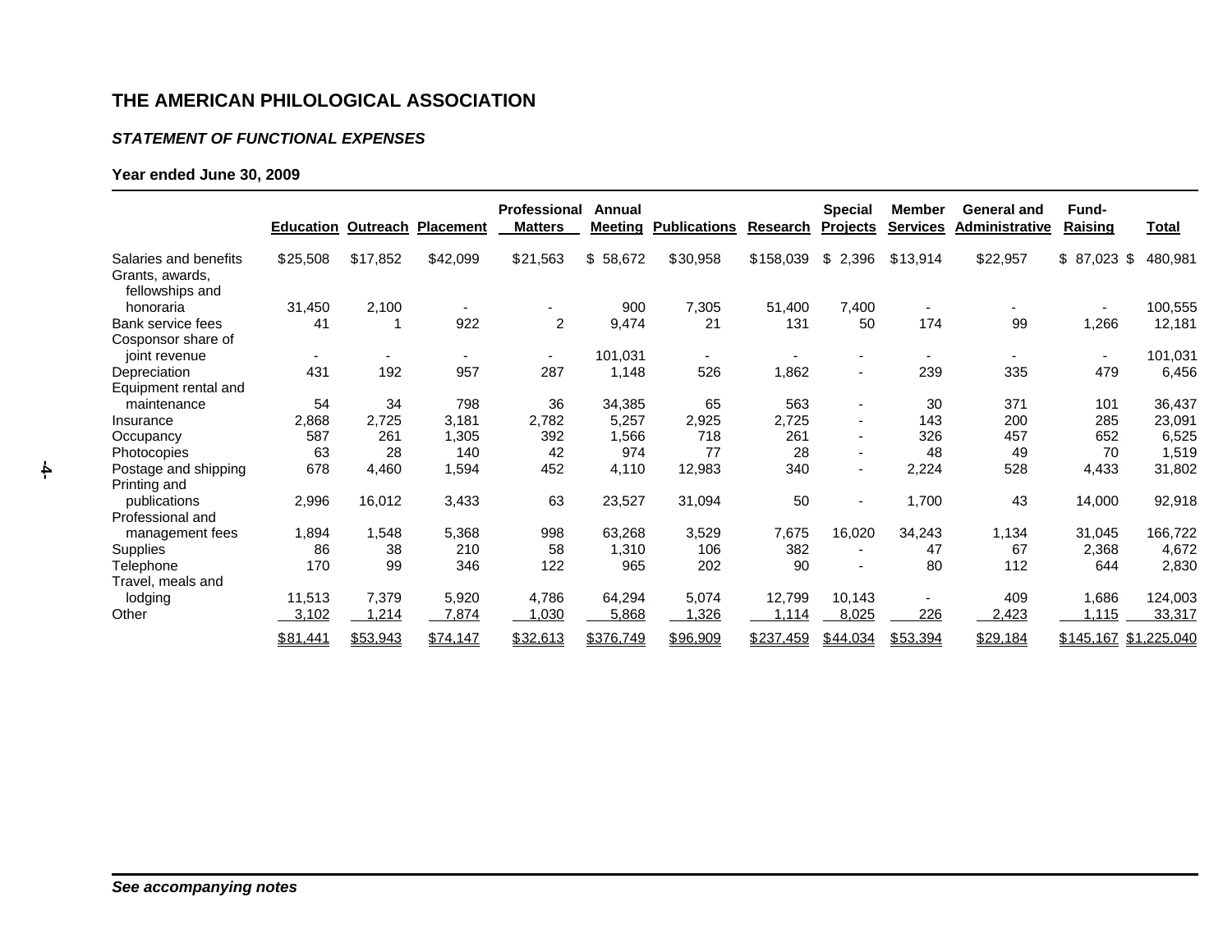# THE AMERICAN PHILOLOGICAL ASSOCIATION

### *STATEMENT OF FUNCTIONAL EXPENSES*

#### Year ended June 30, 2009

| | Education | Outreach | Placement | Professional Matters | Annual Meeting | Publications | Research | Special Projects | Member Services | General and Administrative | Fund-Raising | Total |
|---|---|---|---|---|---|---|---|---|---|---|---|---|
| Salaries and benefits | $25,508 | $17,852 | $42,099 | $21,563 | $ 58,672 | $30,958 | $158,039 | $ 2,396 | $13,914 | $22,957 | $ 87,023 | $ 480,981 |
| Grants, awards, fellowships and honoraria | 31,450 | 2,100 | - | - | 900 | 7,305 | 51,400 | 7,400 | - | - | - | 100,555 |
| Bank service fees | 41 | 1 | 922 | 2 | 9,474 | 21 | 131 | 50 | 174 | 99 | 1,266 | 12,181 |
| Cosponsor share of joint revenue | - | - | - | - | 101,031 | - | - | - | - | - | - | 101,031 |
| Depreciation | 431 | 192 | 957 | 287 | 1,148 | 526 | 1,862 | - | 239 | 335 | 479 | 6,456 |
| Equipment rental and maintenance | 54 | 34 | 798 | 36 | 34,385 | 65 | 563 | - | 30 | 371 | 101 | 36,437 |
| Insurance | 2,868 | 2,725 | 3,181 | 2,782 | 5,257 | 2,925 | 2,725 | - | 143 | 200 | 285 | 23,091 |
| Occupancy | 587 | 261 | 1,305 | 392 | 1,566 | 718 | 261 | - | 326 | 457 | 652 | 6,525 |
| Photocopies | 63 | 28 | 140 | 42 | 974 | 77 | 28 | - | 48 | 49 | 70 | 1,519 |
| Postage and shipping | 678 | 4,460 | 1,594 | 452 | 4,110 | 12,983 | 340 | - | 2,224 | 528 | 4,433 | 31,802 |
| Printing and publications | 2,996 | 16,012 | 3,433 | 63 | 23,527 | 31,094 | 50 | - | 1,700 | 43 | 14,000 | 92,918 |
| Professional and management fees | 1,894 | 1,548 | 5,368 | 998 | 63,268 | 3,529 | 7,675 | 16,020 | 34,243 | 1,134 | 31,045 | 166,722 |
| Supplies | 86 | 38 | 210 | 58 | 1,310 | 106 | 382 | - | 47 | 67 | 2,368 | 4,672 |
| Telephone | 170 | 99 | 346 | 122 | 965 | 202 | 90 | - | 80 | 112 | 644 | 2,830 |
| Travel, meals and lodging | 11,513 | 7,379 | 5,920 | 4,786 | 64,294 | 5,074 | 12,799 | 10,143 | - | 409 | 1,686 | 124,003 |
| Other | 3,102 | 1,214 | 7,874 | 1,030 | 5,868 | 1,326 | 1,114 | 8,025 | 226 | 2,423 | 1,115 | 33,317 |
| | $81,441 | $53,943 | $74,147 | $32,613 | $376,749 | $96,909 | $237,459 | $44,034 | $53,394 | $29,184 | $145,167 | $1,225,040 |

***See accompanying notes***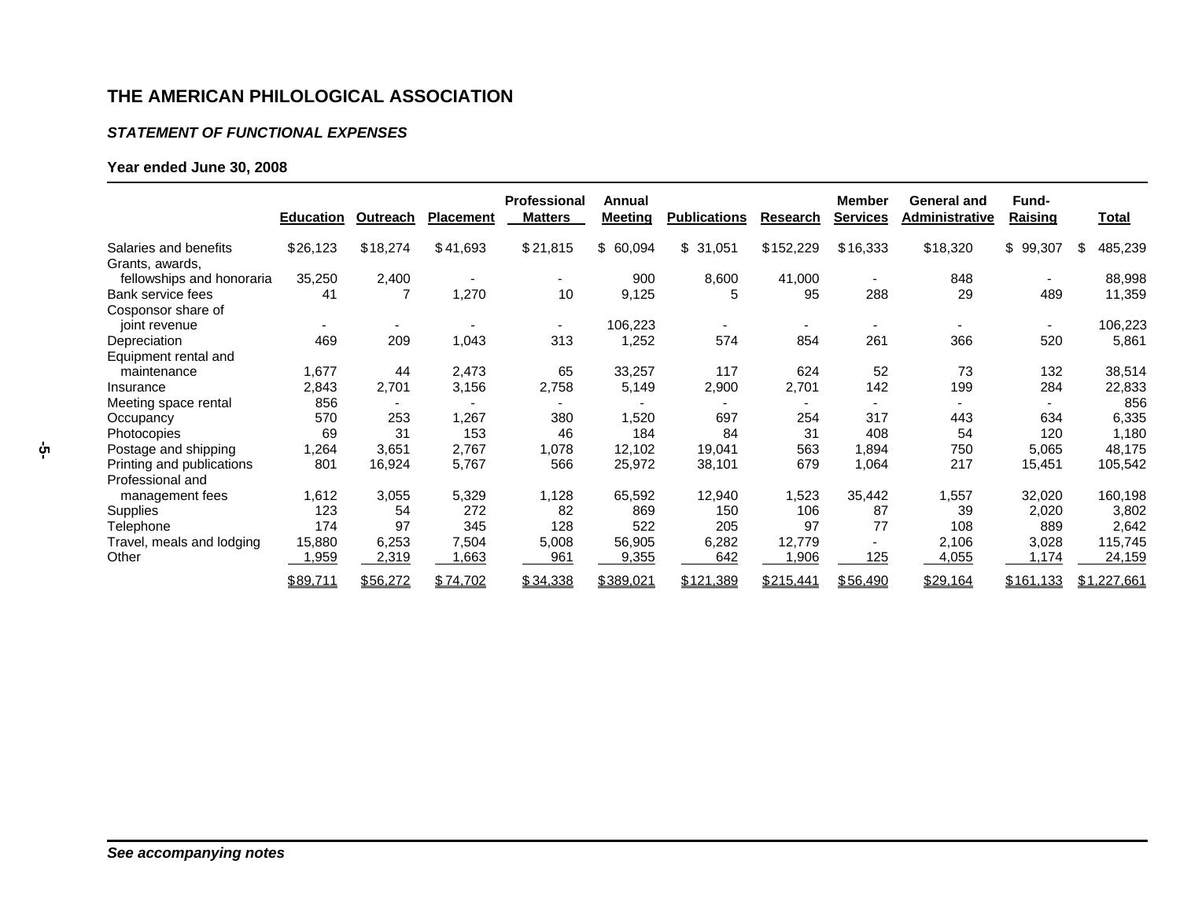# THE AMERICAN PHILOLOGICAL ASSOCIATION

***STATEMENT OF FUNCTIONAL EXPENSES***

**Year ended June 30, 2008**

| | Education | Outreach | Placement | Professional Matters | Annual Meeting | Publications | Research | Member Services | General and Administrative | Fund-Raising | Total |
|---|---|---|---|---|---|---|---|---|---|---|---|
| Salaries and benefits | $26,123 | $18,274 | $41,693 | $21,815 | $ 60,094 | $ 31,051 | $152,229 | $16,333 | $18,320 | $ 99,307 | $ 485,239 |
| Grants, awards, fellowships and honoraria | 35,250 | 2,400 | - | - | 900 | 8,600 | 41,000 | - | 848 | - | 88,998 |
| Bank service fees | 41 | 7 | 1,270 | 10 | 9,125 | 5 | 95 | 288 | 29 | 489 | 11,359 |
| Cosponsor share of joint revenue | - | - | - | - | 106,223 | - | - | - | - | - | 106,223 |
| Depreciation | 469 | 209 | 1,043 | 313 | 1,252 | 574 | 854 | 261 | 366 | 520 | 5,861 |
| Equipment rental and maintenance | 1,677 | 44 | 2,473 | 65 | 33,257 | 117 | 624 | 52 | 73 | 132 | 38,514 |
| Insurance | 2,843 | 2,701 | 3,156 | 2,758 | 5,149 | 2,900 | 2,701 | 142 | 199 | 284 | 22,833 |
| Meeting space rental | 856 | - | - | - | - | - | - | - | - | - | 856 |
| Occupancy | 570 | 253 | 1,267 | 380 | 1,520 | 697 | 254 | 317 | 443 | 634 | 6,335 |
| Photocopies | 69 | 31 | 153 | 46 | 184 | 84 | 31 | 408 | 54 | 120 | 1,180 |
| Postage and shipping | 1,264 | 3,651 | 2,767 | 1,078 | 12,102 | 19,041 | 563 | 1,894 | 750 | 5,065 | 48,175 |
| Printing and publications | 801 | 16,924 | 5,767 | 566 | 25,972 | 38,101 | 679 | 1,064 | 217 | 15,451 | 105,542 |
| Professional and management fees | 1,612 | 3,055 | 5,329 | 1,128 | 65,592 | 12,940 | 1,523 | 35,442 | 1,557 | 32,020 | 160,198 |
| Supplies | 123 | 54 | 272 | 82 | 869 | 150 | 106 | 87 | 39 | 2,020 | 3,802 |
| Telephone | 174 | 97 | 345 | 128 | 522 | 205 | 97 | 77 | 108 | 889 | 2,642 |
| Travel, meals and lodging | 15,880 | 6,253 | 7,504 | 5,008 | 56,905 | 6,282 | 12,779 | - | 2,106 | 3,028 | 115,745 |
| Other | 1,959 | 2,319 | 1,663 | 961 | 9,355 | 642 | 1,906 | 125 | 4,055 | 1,174 | 24,159 |
| | $89,711 | $56,272 | $74,702 | $34,338 | $389,021 | $121,389 | $215,441 | $56,490 | $29,164 | $161,133 | $1,227,661 |

***See accompanying notes***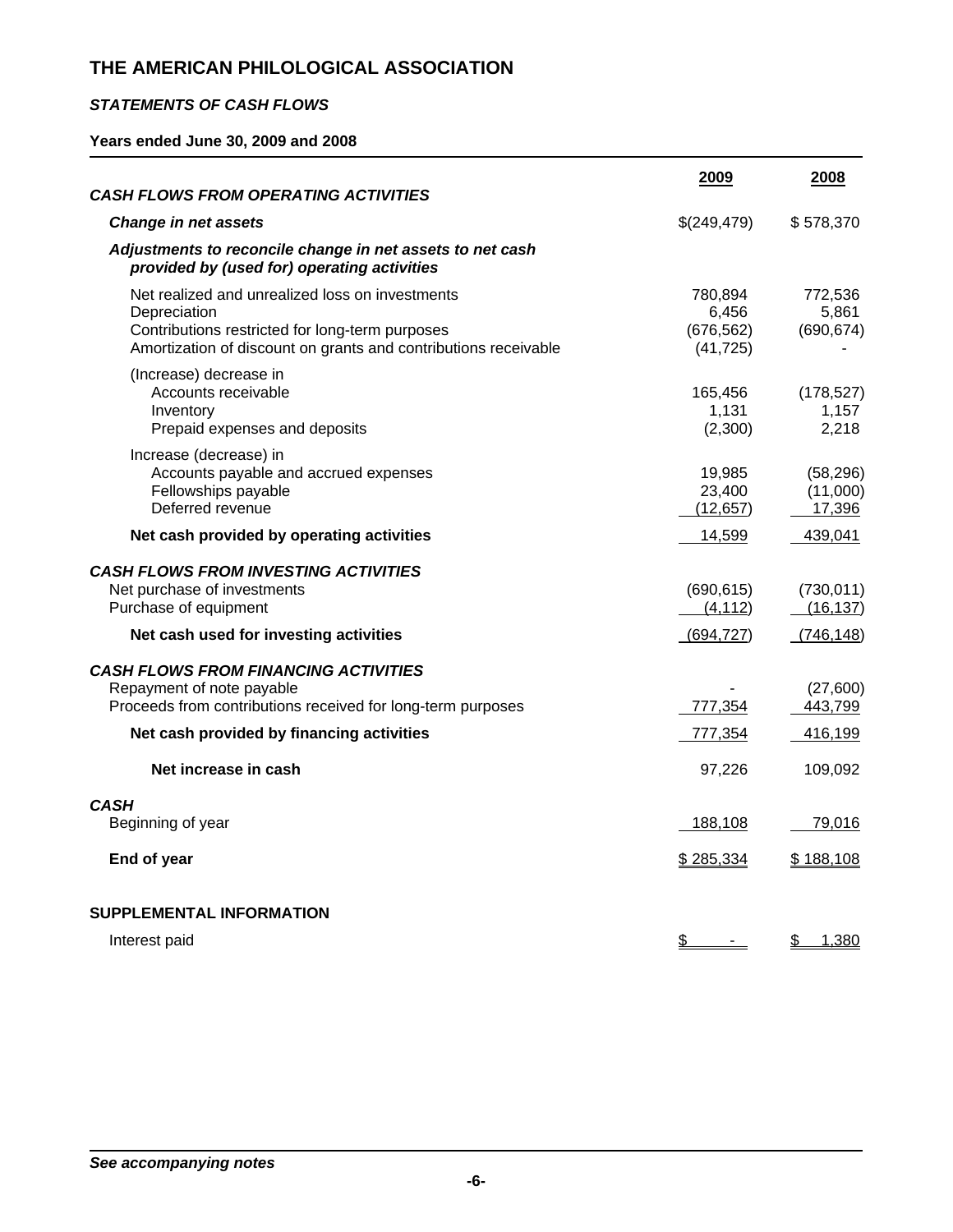# THE AMERICAN PHILOLOGICAL ASSOCIATION

## *STATEMENTS OF CASH FLOWS*

### Years ended June 30, 2009 and 2008

| | 2009 | 2008 |
|---|---|---|
| ***CASH FLOWS FROM OPERATING ACTIVITIES*** | | |
| ***Change in net assets*** | $(249,479) | $ 578,370 |
| ***Adjustments to reconcile change in net assets to net cash provided by (used for) operating activities*** | | |
| Net realized and unrealized loss on investments | 780,894 | 772,536 |
| Depreciation | 6,456 | 5,861 |
| Contributions restricted for long-term purposes | (676,562) | (690,674) |
| Amortization of discount on grants and contributions receivable | (41,725) | - |
| (Increase) decrease in | | |
| Accounts receivable | 165,456 | (178,527) |
| Inventory | 1,131 | 1,157 |
| Prepaid expenses and deposits | (2,300) | 2,218 |
| Increase (decrease) in | | |
| Accounts payable and accrued expenses | 19,985 | (58,296) |
| Fellowships payable | 23,400 | (11,000) |
| Deferred revenue | (12,657) | 17,396 |
| **Net cash provided by operating activities** | 14,599 | 439,041 |
| ***CASH FLOWS FROM INVESTING ACTIVITIES*** | | |
| Net purchase of investments | (690,615) | (730,011) |
| Purchase of equipment | (4,112) | (16,137) |
| **Net cash used for investing activities** | (694,727) | (746,148) |
| ***CASH FLOWS FROM FINANCING ACTIVITIES*** | | |
| Repayment of note payable | - | (27,600) |
| Proceeds from contributions received for long-term purposes | 777,354 | 443,799 |
| **Net cash provided by financing activities** | 777,354 | 416,199 |
| **Net increase in cash** | 97,226 | 109,092 |
| ***CASH*** | | |
| Beginning of year | 188,108 | 79,016 |
| **End of year** | $ 285,334 | $ 188,108 |
| **SUPPLEMENTAL INFORMATION** | | |
| Interest paid | $ - | $ 1,380 |

***See accompanying notes***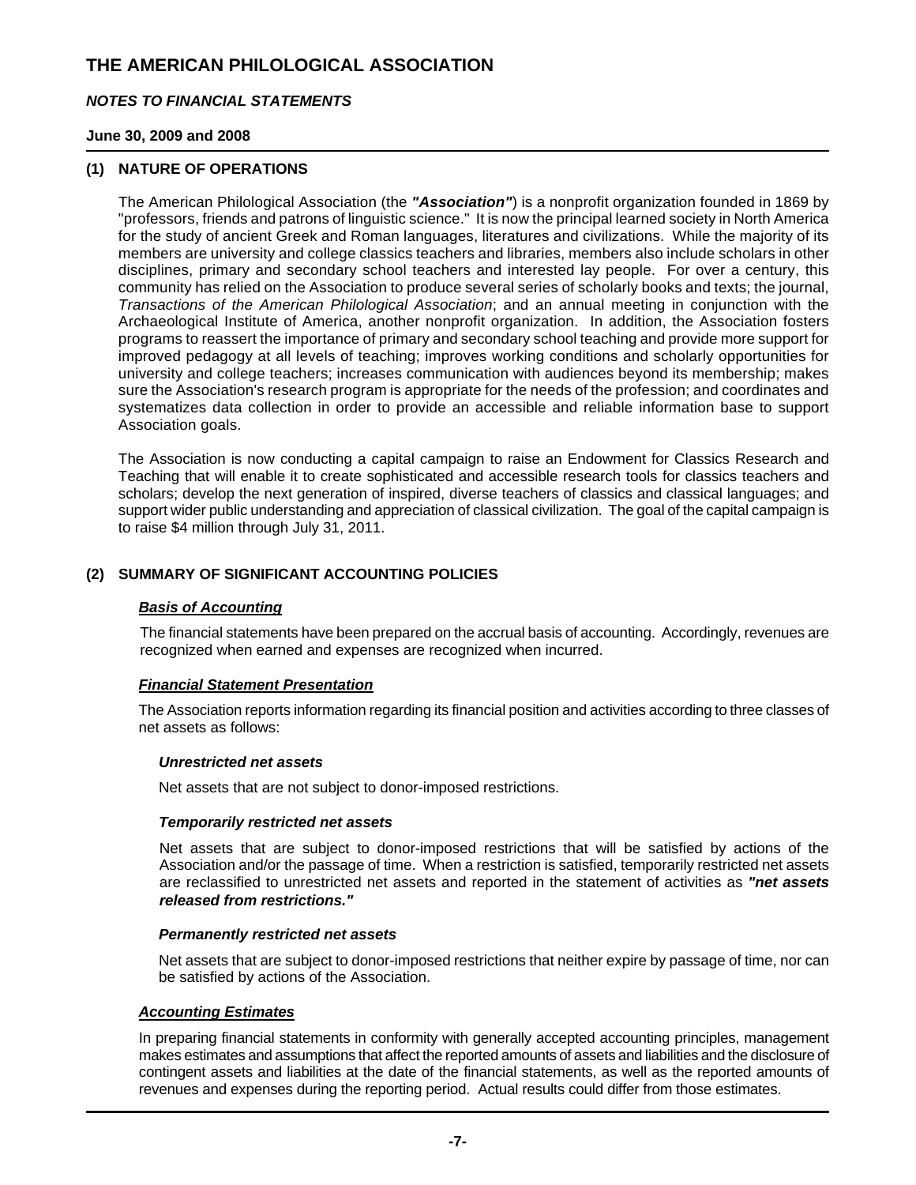# THE AMERICAN PHILOLOGICAL ASSOCIATION

***NOTES TO FINANCIAL STATEMENTS***

**June 30, 2009 and 2008**

## (1) NATURE OF OPERATIONS

The American Philological Association (the ***"Association"***) is a nonprofit organization founded in 1869 by "professors, friends and patrons of linguistic science." It is now the principal learned society in North America for the study of ancient Greek and Roman languages, literatures and civilizations. While the majority of its members are university and college classics teachers and libraries, members also include scholars in other disciplines, primary and secondary school teachers and interested lay people. For over a century, this community has relied on the Association to produce several series of scholarly books and texts; the journal, *Transactions of the American Philological Association*; and an annual meeting in conjunction with the Archaeological Institute of America, another nonprofit organization. In addition, the Association fosters programs to reassert the importance of primary and secondary school teaching and provide more support for improved pedagogy at all levels of teaching; improves working conditions and scholarly opportunities for university and college teachers; increases communication with audiences beyond its membership; makes sure the Association's research program is appropriate for the needs of the profession; and coordinates and systematizes data collection in order to provide an accessible and reliable information base to support Association goals.

The Association is now conducting a capital campaign to raise an Endowment for Classics Research and Teaching that will enable it to create sophisticated and accessible research tools for classics teachers and scholars; develop the next generation of inspired, diverse teachers of classics and classical languages; and support wider public understanding and appreciation of classical civilization. The goal of the capital campaign is to raise $4 million through July 31, 2011.

## (2) SUMMARY OF SIGNIFICANT ACCOUNTING POLICIES

### ***Basis of Accounting***

The financial statements have been prepared on the accrual basis of accounting. Accordingly, revenues are recognized when earned and expenses are recognized when incurred.

### ***Financial Statement Presentation***

The Association reports information regarding its financial position and activities according to three classes of net assets as follows:

***Unrestricted net assets***

Net assets that are not subject to donor-imposed restrictions.

***Temporarily restricted net assets***

Net assets that are subject to donor-imposed restrictions that will be satisfied by actions of the Association and/or the passage of time. When a restriction is satisfied, temporarily restricted net assets are reclassified to unrestricted net assets and reported in the statement of activities as ***"net assets released from restrictions."***

***Permanently restricted net assets***

Net assets that are subject to donor-imposed restrictions that neither expire by passage of time, nor can be satisfied by actions of the Association.

### ***Accounting Estimates***

In preparing financial statements in conformity with generally accepted accounting principles, management makes estimates and assumptions that affect the reported amounts of assets and liabilities and the disclosure of contingent assets and liabilities at the date of the financial statements, as well as the reported amounts of revenues and expenses during the reporting period. Actual results could differ from those estimates.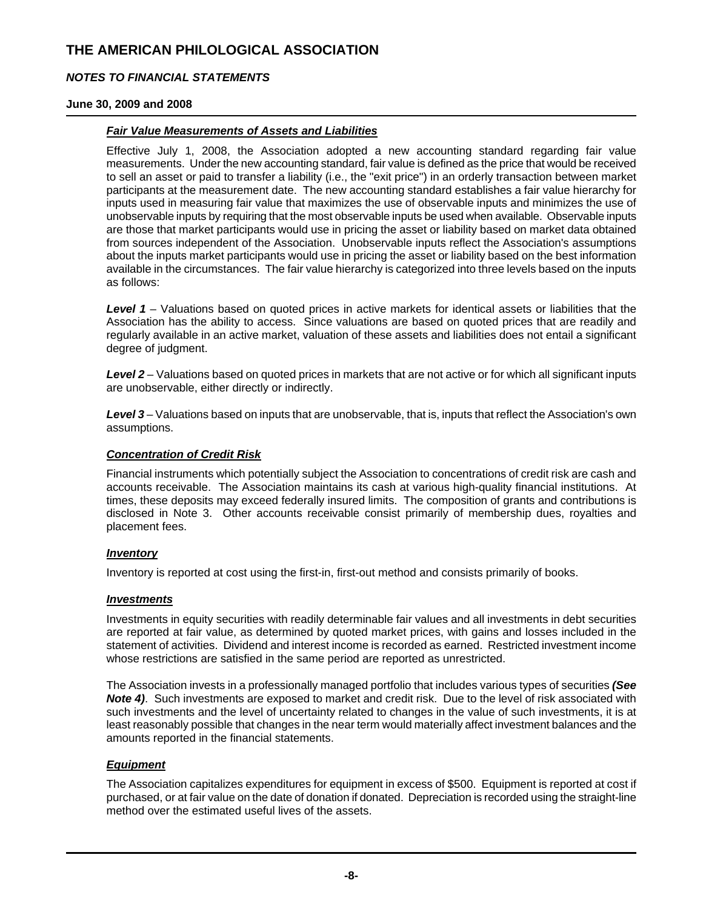# THE AMERICAN PHILOLOGICAL ASSOCIATION

### *NOTES TO FINANCIAL STATEMENTS*

**June 30, 2009 and 2008**

***Fair Value Measurements of Assets and Liabilities***

Effective July 1, 2008, the Association adopted a new accounting standard regarding fair value measurements. Under the new accounting standard, fair value is defined as the price that would be received to sell an asset or paid to transfer a liability (i.e., the "exit price") in an orderly transaction between market participants at the measurement date. The new accounting standard establishes a fair value hierarchy for inputs used in measuring fair value that maximizes the use of observable inputs and minimizes the use of unobservable inputs by requiring that the most observable inputs be used when available. Observable inputs are those that market participants would use in pricing the asset or liability based on market data obtained from sources independent of the Association. Unobservable inputs reflect the Association's assumptions about the inputs market participants would use in pricing the asset or liability based on the best information available in the circumstances. The fair value hierarchy is categorized into three levels based on the inputs as follows:

***Level 1*** – Valuations based on quoted prices in active markets for identical assets or liabilities that the Association has the ability to access. Since valuations are based on quoted prices that are readily and regularly available in an active market, valuation of these assets and liabilities does not entail a significant degree of judgment.

***Level 2*** – Valuations based on quoted prices in markets that are not active or for which all significant inputs are unobservable, either directly or indirectly.

***Level 3*** – Valuations based on inputs that are unobservable, that is, inputs that reflect the Association's own assumptions.

***Concentration of Credit Risk***

Financial instruments which potentially subject the Association to concentrations of credit risk are cash and accounts receivable. The Association maintains its cash at various high-quality financial institutions. At times, these deposits may exceed federally insured limits. The composition of grants and contributions is disclosed in Note 3. Other accounts receivable consist primarily of membership dues, royalties and placement fees.

***Inventory***

Inventory is reported at cost using the first-in, first-out method and consists primarily of books.

***Investments***

Investments in equity securities with readily determinable fair values and all investments in debt securities are reported at fair value, as determined by quoted market prices, with gains and losses included in the statement of activities. Dividend and interest income is recorded as earned. Restricted investment income whose restrictions are satisfied in the same period are reported as unrestricted.

The Association invests in a professionally managed portfolio that includes various types of securities ***(See Note 4)***. Such investments are exposed to market and credit risk. Due to the level of risk associated with such investments and the level of uncertainty related to changes in the value of such investments, it is at least reasonably possible that changes in the near term would materially affect investment balances and the amounts reported in the financial statements.

***Equipment***

The Association capitalizes expenditures for equipment in excess of $500. Equipment is reported at cost if purchased, or at fair value on the date of donation if donated. Depreciation is recorded using the straight-line method over the estimated useful lives of the assets.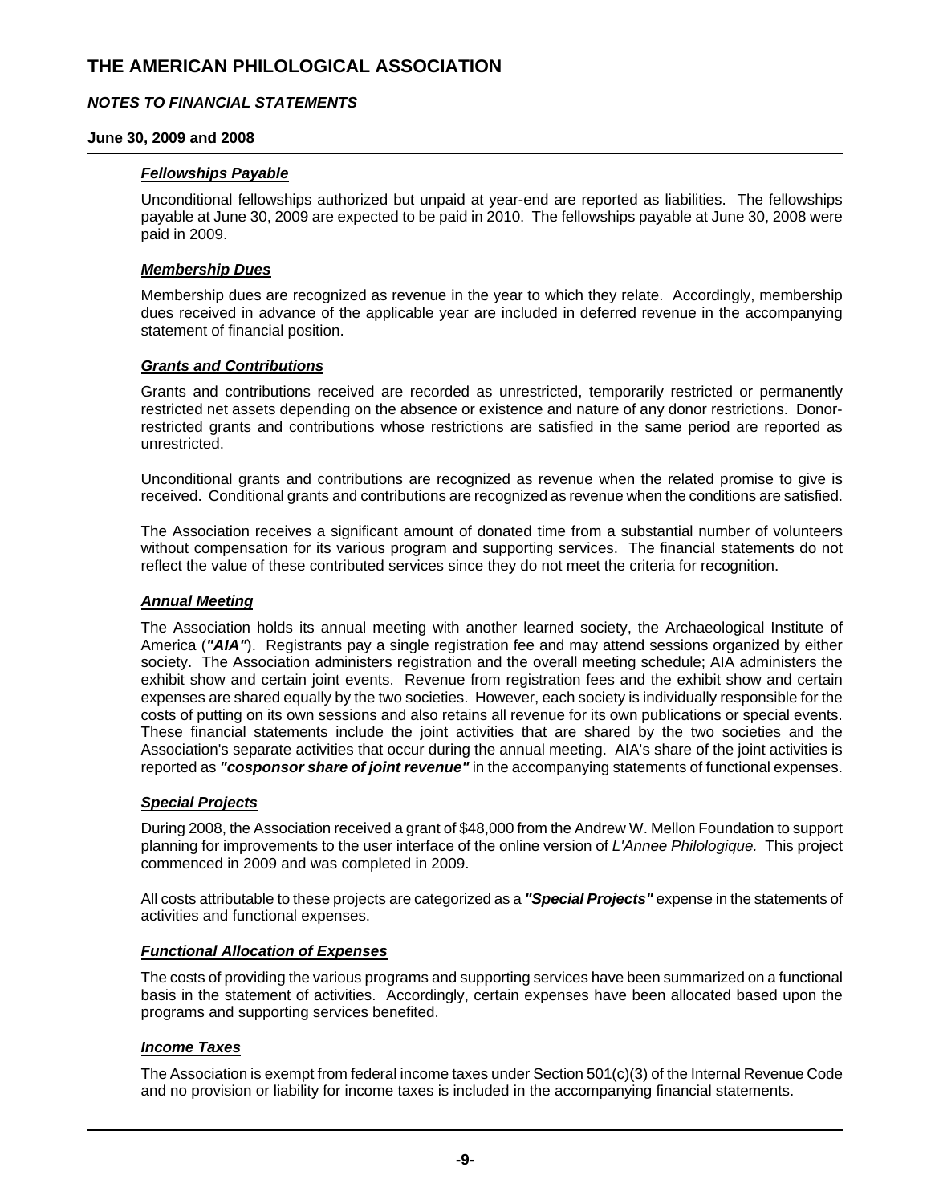# THE AMERICAN PHILOLOGICAL ASSOCIATION

***NOTES TO FINANCIAL STATEMENTS***

**June 30, 2009 and 2008**

***Fellowships Payable***

Unconditional fellowships authorized but unpaid at year-end are reported as liabilities. The fellowships payable at June 30, 2009 are expected to be paid in 2010. The fellowships payable at June 30, 2008 were paid in 2009.

***Membership Dues***

Membership dues are recognized as revenue in the year to which they relate. Accordingly, membership dues received in advance of the applicable year are included in deferred revenue in the accompanying statement of financial position.

***Grants and Contributions***

Grants and contributions received are recorded as unrestricted, temporarily restricted or permanently restricted net assets depending on the absence or existence and nature of any donor restrictions. Donor-restricted grants and contributions whose restrictions are satisfied in the same period are reported as unrestricted.

Unconditional grants and contributions are recognized as revenue when the related promise to give is received. Conditional grants and contributions are recognized as revenue when the conditions are satisfied.

The Association receives a significant amount of donated time from a substantial number of volunteers without compensation for its various program and supporting services. The financial statements do not reflect the value of these contributed services since they do not meet the criteria for recognition.

***Annual Meeting***

The Association holds its annual meeting with another learned society, the Archaeological Institute of America (***"AIA"***). Registrants pay a single registration fee and may attend sessions organized by either society. The Association administers registration and the overall meeting schedule; AIA administers the exhibit show and certain joint events. Revenue from registration fees and the exhibit show and certain expenses are shared equally by the two societies. However, each society is individually responsible for the costs of putting on its own sessions and also retains all revenue for its own publications or special events. These financial statements include the joint activities that are shared by the two societies and the Association's separate activities that occur during the annual meeting. AIA's share of the joint activities is reported as ***"cosponsor share of joint revenue"*** in the accompanying statements of functional expenses.

***Special Projects***

During 2008, the Association received a grant of $48,000 from the Andrew W. Mellon Foundation to support planning for improvements to the user interface of the online version of *L'Annee Philologique.* This project commenced in 2009 and was completed in 2009.

All costs attributable to these projects are categorized as a ***"Special Projects"*** expense in the statements of activities and functional expenses.

***Functional Allocation of Expenses***

The costs of providing the various programs and supporting services have been summarized on a functional basis in the statement of activities. Accordingly, certain expenses have been allocated based upon the programs and supporting services benefited.

***Income Taxes***

The Association is exempt from federal income taxes under Section 501(c)(3) of the Internal Revenue Code and no provision or liability for income taxes is included in the accompanying financial statements.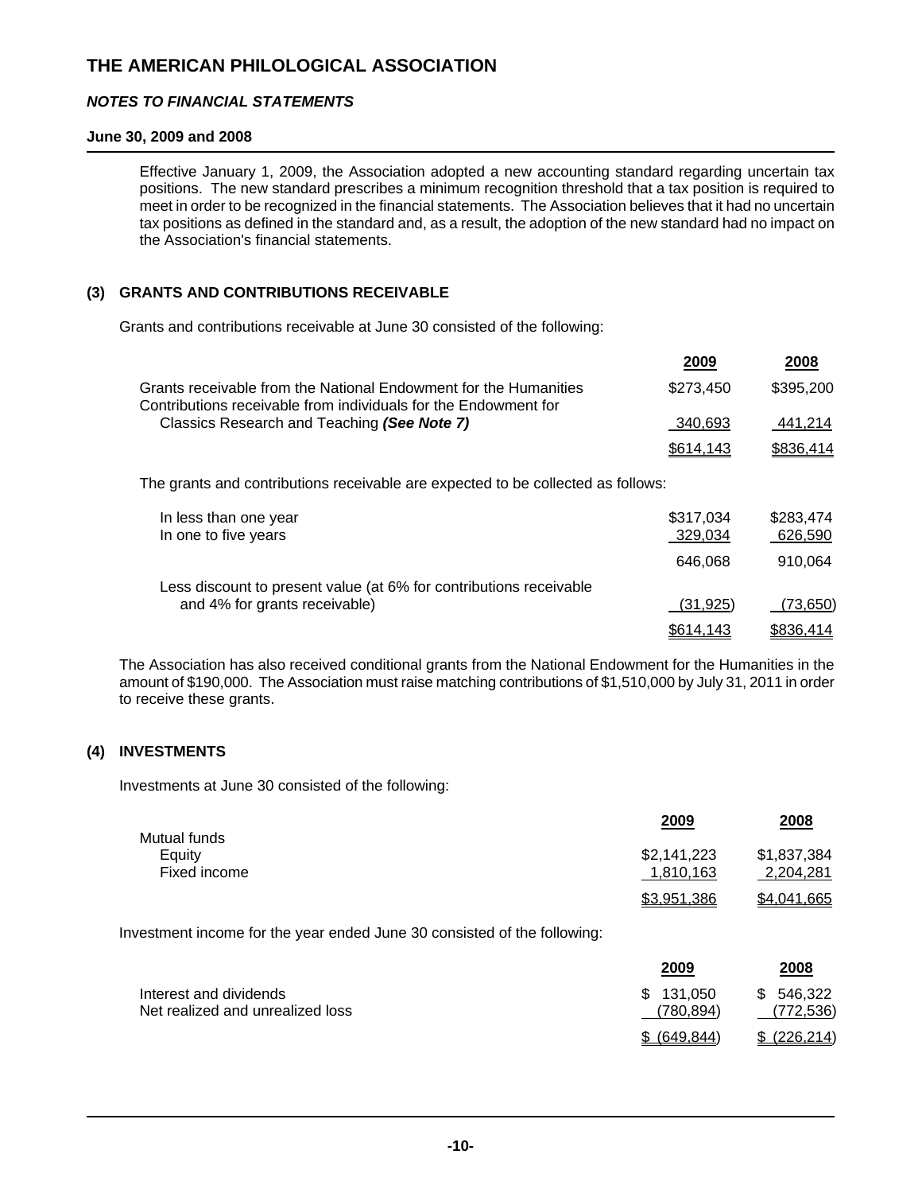Effective January 1, 2009, the Association adopted a new accounting standard regarding uncertain tax positions. The new standard prescribes a minimum recognition threshold that a tax position is required to meet in order to be recognized in the financial statements. The Association believes that it had no uncertain tax positions as defined in the standard and, as a result, the adoption of the new standard had no impact on the Association's financial statements.

## (3) GRANTS AND CONTRIBUTIONS RECEIVABLE

Grants and contributions receivable at June 30 consisted of the following:

| | 2009 | 2008 |
|---|---|---|
| Grants receivable from the National Endowment for the Humanities | $273,450 | $395,200 |
| Contributions receivable from individuals for the Endowment for Classics Research and Teaching ***(See Note 7)*** | 340,693 | 441,214 |
| | $614,143 | $836,414 |

The grants and contributions receivable are expected to be collected as follows:

| | 2009 | 2008 |
|---|---|---|
| In less than one year | $317,034 | $283,474 |
| In one to five years | 329,034 | 626,590 |
| | 646,068 | 910,064 |
| Less discount to present value (at 6% for contributions receivable and 4% for grants receivable) | (31,925) | (73,650) |
| | $614,143 | $836,414 |

The Association has also received conditional grants from the National Endowment for the Humanities in the amount of $190,000. The Association must raise matching contributions of $1,510,000 by July 31, 2011 in order to receive these grants.

## (4) INVESTMENTS

Investments at June 30 consisted of the following:

| | 2009 | 2008 |
|---|---|---|
| Mutual funds | | |
| Equity | $2,141,223 | $1,837,384 |
| Fixed income | 1,810,163 | 2,204,281 |
| | $3,951,386 | $4,041,665 |

Investment income for the year ended June 30 consisted of the following:

| | 2009 | 2008 |
|---|---|---|
| Interest and dividends | $ 131,050 | $ 546,322 |
| Net realized and unrealized loss | (780,894) | (772,536) |
| | $ (649,844) | $ (226,214) |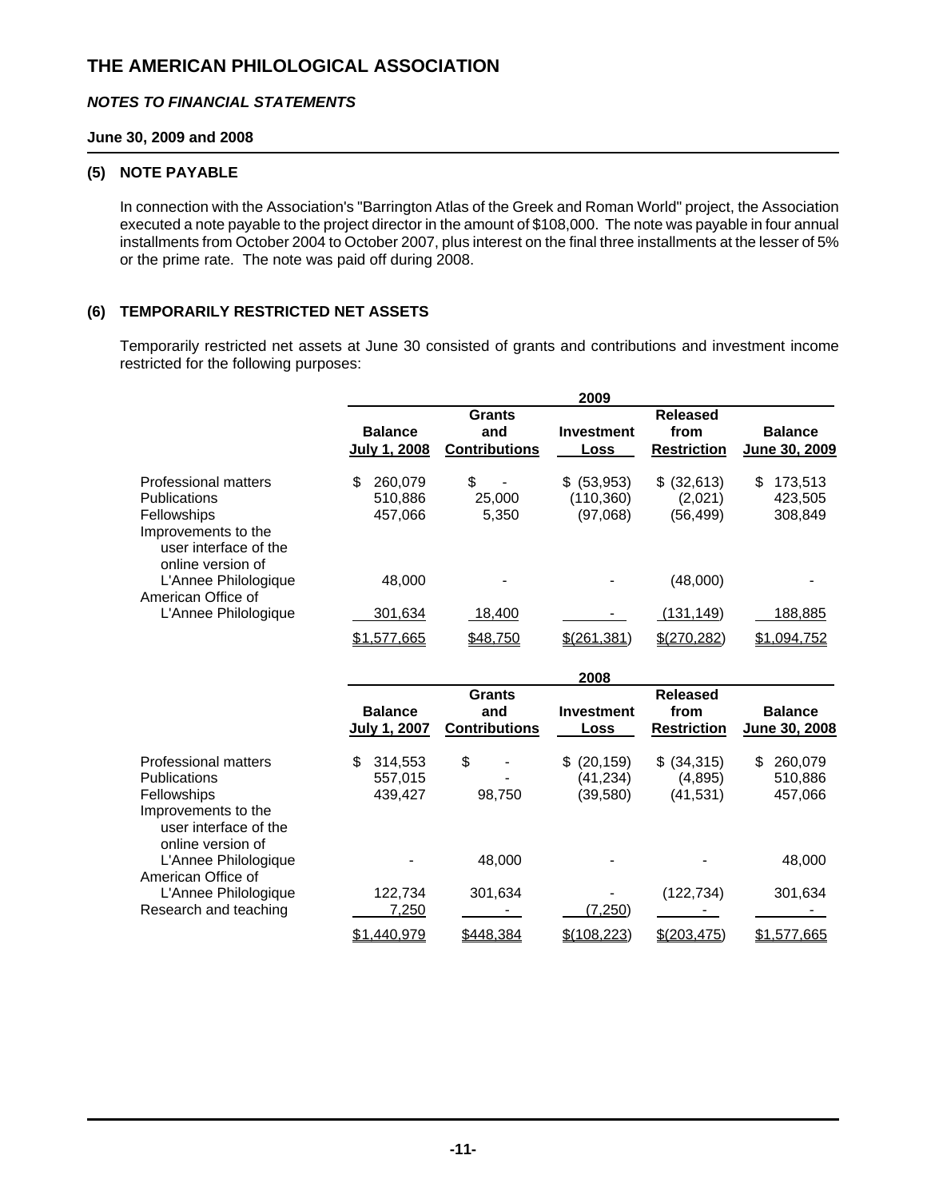# THE AMERICAN PHILOLOGICAL ASSOCIATION

***NOTES TO FINANCIAL STATEMENTS***

**June 30, 2009 and 2008**

## (5) NOTE PAYABLE

In connection with the Association's "Barrington Atlas of the Greek and Roman World" project, the Association executed a note payable to the project director in the amount of $108,000. The note was payable in four annual installments from October 2004 to October 2007, plus interest on the final three installments at the lesser of 5% or the prime rate. The note was paid off during 2008.

## (6) TEMPORARILY RESTRICTED NET ASSETS

Temporarily restricted net assets at June 30 consisted of grants and contributions and investment income restricted for the following purposes:

| | 2009 | | | | |
|---|---|---|---|---|---|
| | Balance July 1, 2008 | Grants and Contributions | Investment Loss | Released from Restriction | Balance June 30, 2009 |
| Professional matters | $ 260,079 | $ - | $ (53,953) | $ (32,613) | $ 173,513 |
| Publications | 510,886 | 25,000 | (110,360) | (2,021) | 423,505 |
| Fellowships | 457,066 | 5,350 | (97,068) | (56,499) | 308,849 |
| Improvements to the user interface of the online version of L'Annee Philologique | 48,000 | - | - | (48,000) | - |
| American Office of L'Annee Philologique | 301,634 | 18,400 | - | (131,149) | 188,885 |
| | $1,577,665 | $48,750 | $(261,381) | $(270,282) | $1,094,752 |

| | 2008 | | | | |
|---|---|---|---|---|---|
| | Balance July 1, 2007 | Grants and Contributions | Investment Loss | Released from Restriction | Balance June 30, 2008 |
| Professional matters | $ 314,553 | $ - | $ (20,159) | $ (34,315) | $ 260,079 |
| Publications | 557,015 | - | (41,234) | (4,895) | 510,886 |
| Fellowships | 439,427 | 98,750 | (39,580) | (41,531) | 457,066 |
| Improvements to the user interface of the online version of L'Annee Philologique | - | 48,000 | - | - | 48,000 |
| American Office of L'Annee Philologique | 122,734 | 301,634 | - | (122,734) | 301,634 |
| Research and teaching | 7,250 | - | (7,250) | - | - |
| | $1,440,979 | $448,384 | $(108,223) | $(203,475) | $1,577,665 |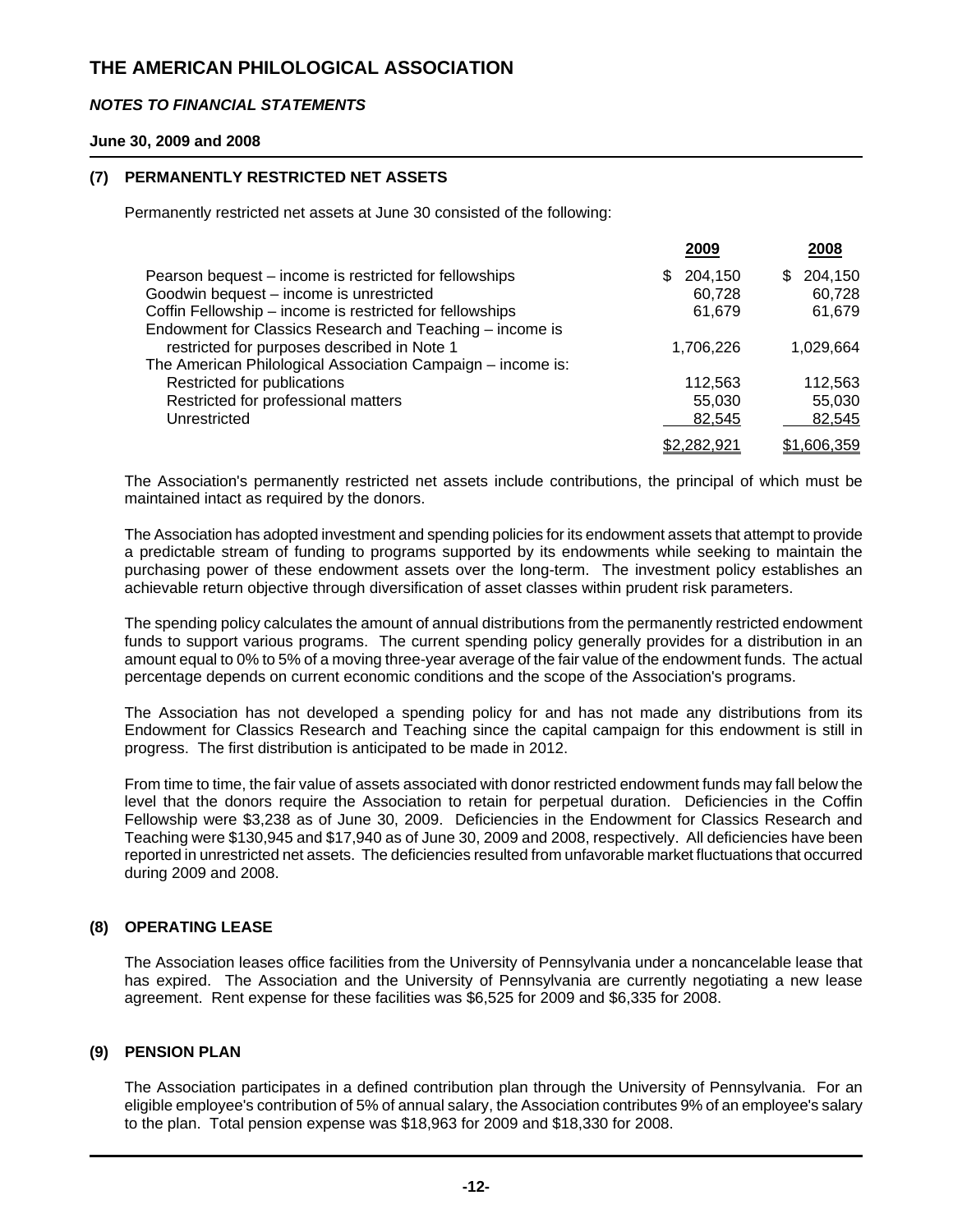# THE AMERICAN PHILOLOGICAL ASSOCIATION

***NOTES TO FINANCIAL STATEMENTS***

**June 30, 2009 and 2008**

## (7) PERMANENTLY RESTRICTED NET ASSETS

Permanently restricted net assets at June 30 consisted of the following:

| | 2009 | 2008 |
|---|---|---|
| Pearson bequest – income is restricted for fellowships | $ 204,150 | $ 204,150 |
| Goodwin bequest – income is unrestricted | 60,728 | 60,728 |
| Coffin Fellowship – income is restricted for fellowships | 61,679 | 61,679 |
| Endowment for Classics Research and Teaching – income is restricted for purposes described in Note 1 | 1,706,226 | 1,029,664 |
| The American Philological Association Campaign – income is: | | |
| Restricted for publications | 112,563 | 112,563 |
| Restricted for professional matters | 55,030 | 55,030 |
| Unrestricted | 82,545 | 82,545 |
| | $2,282,921 | $1,606,359 |

The Association's permanently restricted net assets include contributions, the principal of which must be maintained intact as required by the donors.

The Association has adopted investment and spending policies for its endowment assets that attempt to provide a predictable stream of funding to programs supported by its endowments while seeking to maintain the purchasing power of these endowment assets over the long-term. The investment policy establishes an achievable return objective through diversification of asset classes within prudent risk parameters.

The spending policy calculates the amount of annual distributions from the permanently restricted endowment funds to support various programs. The current spending policy generally provides for a distribution in an amount equal to 0% to 5% of a moving three-year average of the fair value of the endowment funds. The actual percentage depends on current economic conditions and the scope of the Association's programs.

The Association has not developed a spending policy for and has not made any distributions from its Endowment for Classics Research and Teaching since the capital campaign for this endowment is still in progress. The first distribution is anticipated to be made in 2012.

From time to time, the fair value of assets associated with donor restricted endowment funds may fall below the level that the donors require the Association to retain for perpetual duration. Deficiencies in the Coffin Fellowship were $3,238 as of June 30, 2009. Deficiencies in the Endowment for Classics Research and Teaching were $130,945 and $17,940 as of June 30, 2009 and 2008, respectively. All deficiencies have been reported in unrestricted net assets. The deficiencies resulted from unfavorable market fluctuations that occurred during 2009 and 2008.

## (8) OPERATING LEASE

The Association leases office facilities from the University of Pennsylvania under a noncancelable lease that has expired. The Association and the University of Pennsylvania are currently negotiating a new lease agreement. Rent expense for these facilities was $6,525 for 2009 and $6,335 for 2008.

## (9) PENSION PLAN

The Association participates in a defined contribution plan through the University of Pennsylvania. For an eligible employee's contribution of 5% of annual salary, the Association contributes 9% of an employee's salary to the plan. Total pension expense was $18,963 for 2009 and $18,330 for 2008.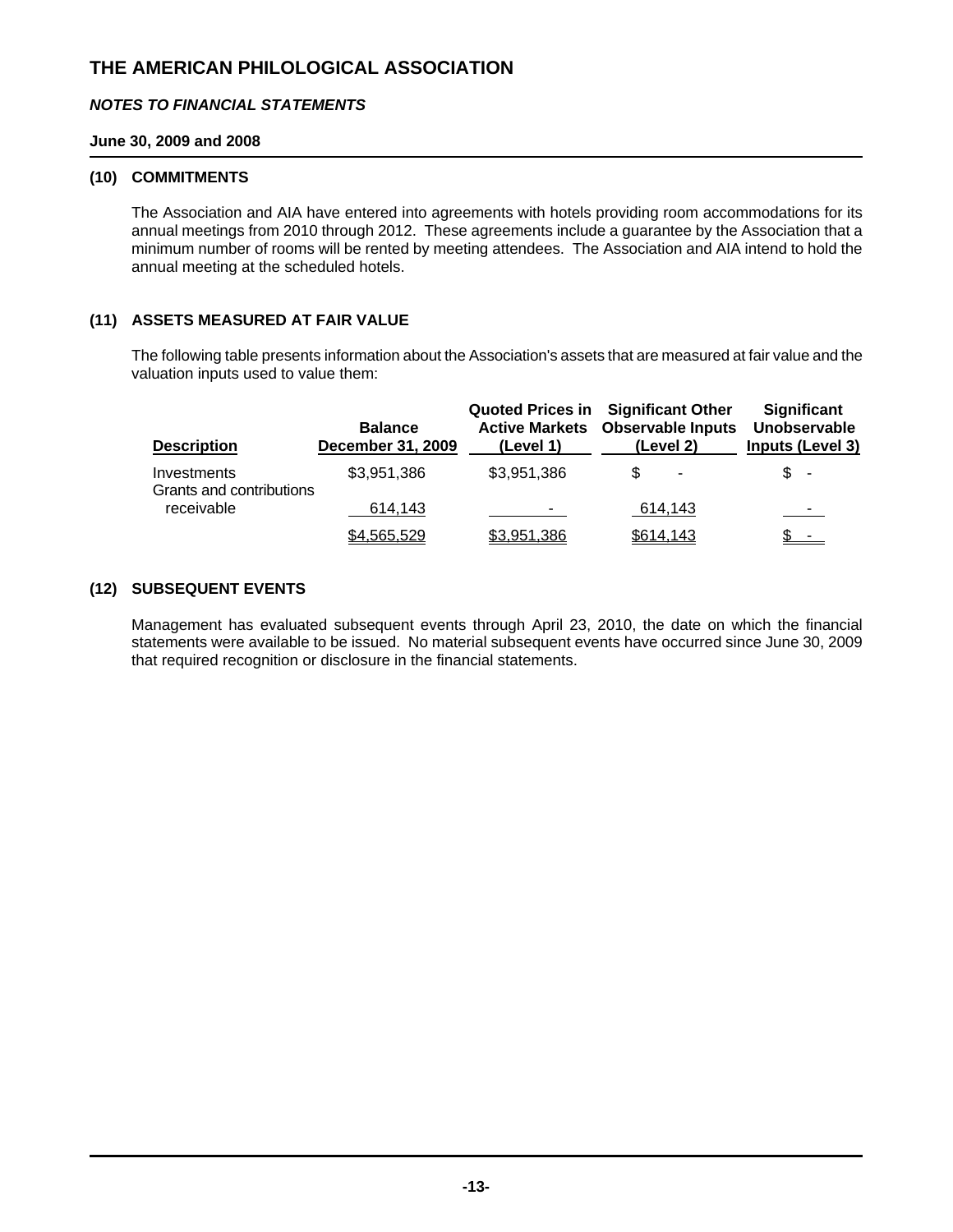# THE AMERICAN PHILOLOGICAL ASSOCIATION

## *NOTES TO FINANCIAL STATEMENTS*

**June 30, 2009 and 2008**

### (10) COMMITMENTS

The Association and AIA have entered into agreements with hotels providing room accommodations for its annual meetings from 2010 through 2012. These agreements include a guarantee by the Association that a minimum number of rooms will be rented by meeting attendees. The Association and AIA intend to hold the annual meeting at the scheduled hotels.

### (11) ASSETS MEASURED AT FAIR VALUE

The following table presents information about the Association's assets that are measured at fair value and the valuation inputs used to value them:

| Description | Balance December 31, 2009 | Quoted Prices in Active Markets (Level 1) | Significant Other Observable Inputs (Level 2) | Significant Unobservable Inputs (Level 3) |
|---|---|---|---|---|
| Investments | $3,951,386 | $3,951,386 | $ - | $ - |
| Grants and contributions receivable | 614,143 | - | 614,143 | - |
| | $4,565,529 | $3,951,386 | $614,143 | $ - |

### (12) SUBSEQUENT EVENTS

Management has evaluated subsequent events through April 23, 2010, the date on which the financial statements were available to be issued. No material subsequent events have occurred since June 30, 2009 that required recognition or disclosure in the financial statements.